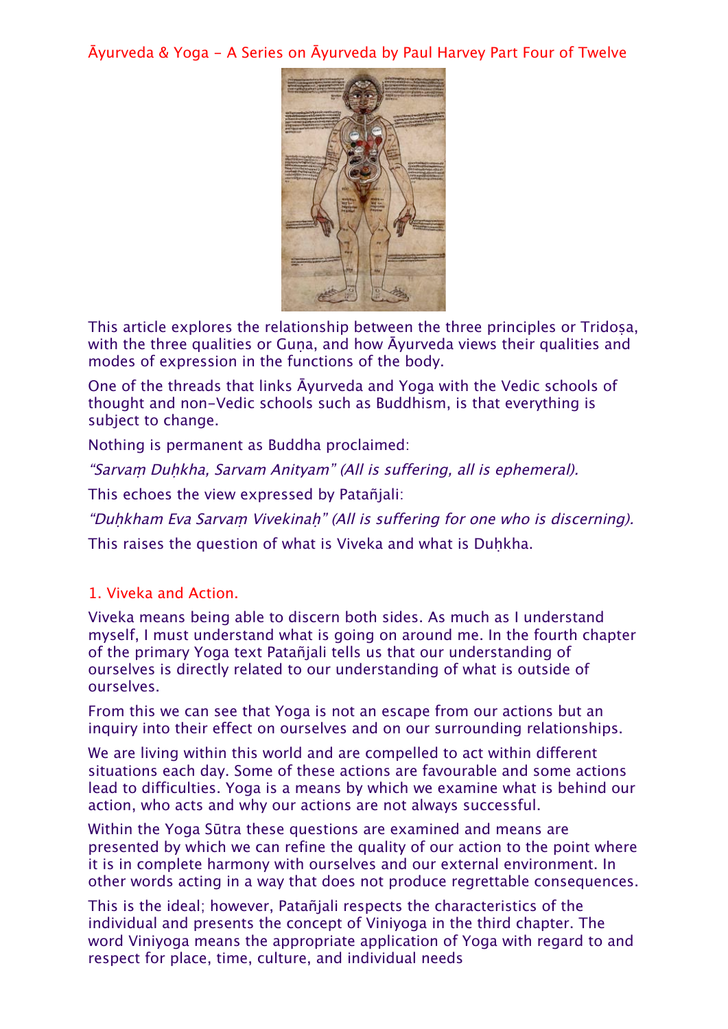# Āyurveda & Yoga - A Series on Āyurveda by Paul Harvey Part Four of Twelve

This article explores the relationship between the three principles or Tridoṣa, with the three qualities or Guṇa, and how Āyurveda views their qualities and modes of expression in the functions of the body.

One of the threads that links Āyurveda and Yoga with the Vedic schools of thought and non-Vedic schools such as Buddhism, is that everything is subject to change.

Nothing is permanent as Buddha proclaimed:

*"Sarvaṃ Duḥkha, Sarvam Anityam" (All is suffering, all is ephemeral).*

This echoes the view expressed by Patañjali:

*"Duḥkham Eva Sarvaṃ Vivekinaḥ" (All is suffering for one who is discerning).*

This raises the question of what is Viveka and what is Duḥkha.

## 1. Viveka and Action.

Viveka means being able to discern both sides. As much as I understand myself, I must understand what is going on around me. In the fourth chapter of the primary Yoga text Patañjali tells us that our understanding of ourselves is directly related to our understanding of what is outside of ourselves.

From this we can see that Yoga is not an escape from our actions but an inquiry into their effect on ourselves and on our surrounding relationships.

We are living within this world and are compelled to act within different situations each day. Some of these actions are favourable and some actions lead to difficulties. Yoga is a means by which we examine what is behind our action, who acts and why our actions are not always successful.

Within the Yoga Sūtra these questions are examined and means are presented by which we can refine the quality of our action to the point where it is in complete harmony with ourselves and our external environment. In other words acting in a way that does not produce regrettable consequences.

This is the ideal; however, Patañjali respects the characteristics of the individual and presents the concept of Viniyoga in the third chapter. The word Viniyoga means the appropriate application of Yoga with regard to and respect for place, time, culture, and individual needs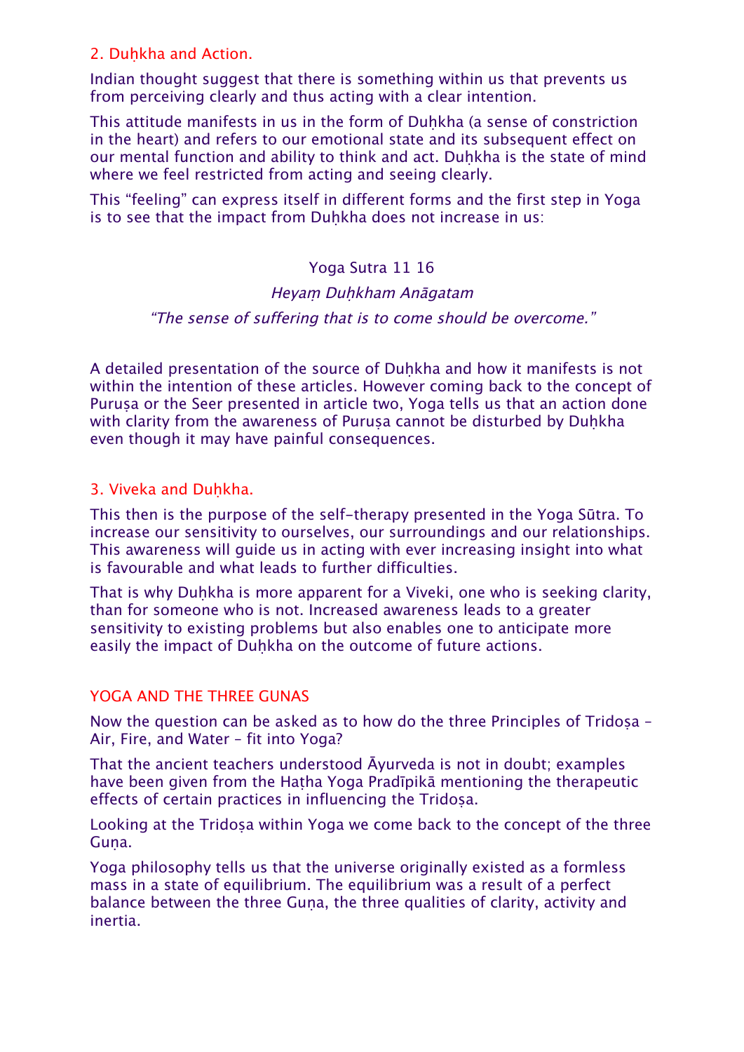## 2. Duḥkha and Action.

Indian thought suggest that there is something within us that prevents us from perceiving clearly and thus acting with a clear intention.

This attitude manifests in us in the form of Duḥkha (a sense of constriction in the heart) and refers to our emotional state and its subsequent effect on our mental function and ability to think and act. Duḥkha is the state of mind where we feel restricted from acting and seeing clearly.

This "feeling" can express itself in different forms and the first step in Yoga is to see that the impact from Duḥkha does not increase in us:

Yoga Sutra 11 16

*Heyaṃ Duḥkham Anāgatam*

*"The sense of suffering that is to come should be overcome."*

A detailed presentation of the source of Duḥkha and how it manifests is not within the intention of these articles. However coming back to the concept of Puruṣa or the Seer presented in article two, Yoga tells us that an action done with clarity from the awareness of Puruṣa cannot be disturbed by Duḥkha even though it may have painful consequences.

## 3. Viveka and Duḥkha.

This then is the purpose of the self-therapy presented in the Yoga Sūtra. To increase our sensitivity to ourselves, our surroundings and our relationships. This awareness will guide us in acting with ever increasing insight into what is favourable and what leads to further difficulties.

That is why Duḥkha is more apparent for a Viveki, one who is seeking clarity, than for someone who is not. Increased awareness leads to a greater sensitivity to existing problems but also enables one to anticipate more easily the impact of Duḥkha on the outcome of future actions.

## YOGA AND THE THREE GUNAS

Now the question can be asked as to how do the three Principles of Tridoṣa – Air, Fire, and Water – fit into Yoga?

That the ancient teachers understood Āyurveda is not in doubt; examples have been given from the Haṭha Yoga Pradīpikā mentioning the therapeutic effects of certain practices in influencing the Tridoṣa.

Looking at the Tridoṣa within Yoga we come back to the concept of the three Guṇa.

Yoga philosophy tells us that the universe originally existed as a formless mass in a state of equilibrium. The equilibrium was a result of a perfect balance between the three Guṇa, the three qualities of clarity, activity and inertia.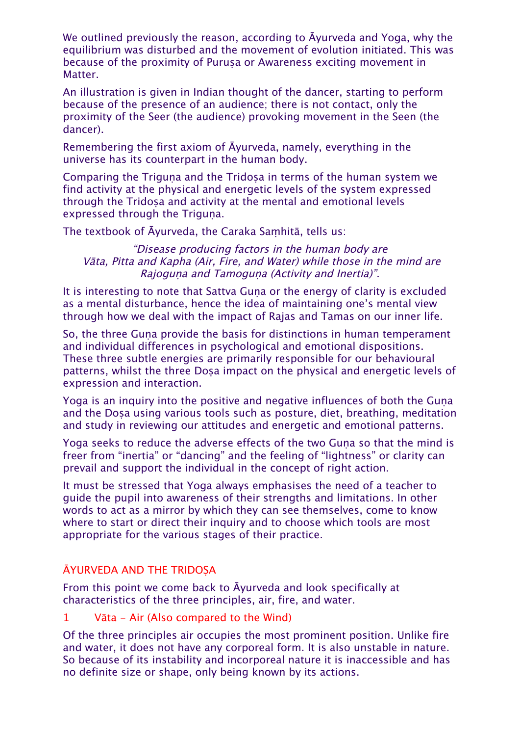We outlined previously the reason, according to Āyurveda and Yoga, why the equilibrium was disturbed and the movement of evolution initiated. This was because of the proximity of Puruṣa or Awareness exciting movement in Matter.

An illustration is given in Indian thought of the dancer, starting to perform because of the presence of an audience; there is not contact, only the proximity of the Seer (the audience) provoking movement in the Seen (the dancer).

Remembering the first axiom of Āyurveda, namely, everything in the universe has its counterpart in the human body.

Comparing the Triguṇa and the Tridoṣa in terms of the human system we find activity at the physical and energetic levels of the system expressed through the Tridoṣa and activity at the mental and emotional levels expressed through the Triguṇa.

The textbook of Āyurveda, the Caraka Saṃhitā, tells us:

> *"Disease producing factors in the human body are Vāta, Pitta and Kapha (Air, Fire, and Water) while those in the mind are Rajoguṇa and Tamoguṇa (Activity and Inertia)".*

It is interesting to note that Sattva Guṇa or the energy of clarity is excluded as a mental disturbance, hence the idea of maintaining one's mental view through how we deal with the impact of Rajas and Tamas on our inner life.

So, the three Guṇa provide the basis for distinctions in human temperament and individual differences in psychological and emotional dispositions. These three subtle energies are primarily responsible for our behavioural patterns, whilst the three Doṣa impact on the physical and energetic levels of expression and interaction.

Yoga is an inquiry into the positive and negative influences of both the Guṇa and the Doṣa using various tools such as posture, diet, breathing, meditation and study in reviewing our attitudes and energetic and emotional patterns.

Yoga seeks to reduce the adverse effects of the two Guṇa so that the mind is freer from "inertia" or "dancing" and the feeling of "lightness" or clarity can prevail and support the individual in the concept of right action.

It must be stressed that Yoga always emphasises the need of a teacher to guide the pupil into awareness of their strengths and limitations. In other words to act as a mirror by which they can see themselves, come to know where to start or direct their inquiry and to choose which tools are most appropriate for the various stages of their practice.

## ĀYURVEDA AND THE TRIDOṢA

From this point we come back to Āyurveda and look specifically at characteristics of the three principles, air, fire, and water.

### 1 Vāta – Air (Also compared to the Wind)

Of the three principles air occupies the most prominent position. Unlike fire and water, it does not have any corporeal form. It is also unstable in nature. So because of its instability and incorporeal nature it is inaccessible and has no definite size or shape, only being known by its actions.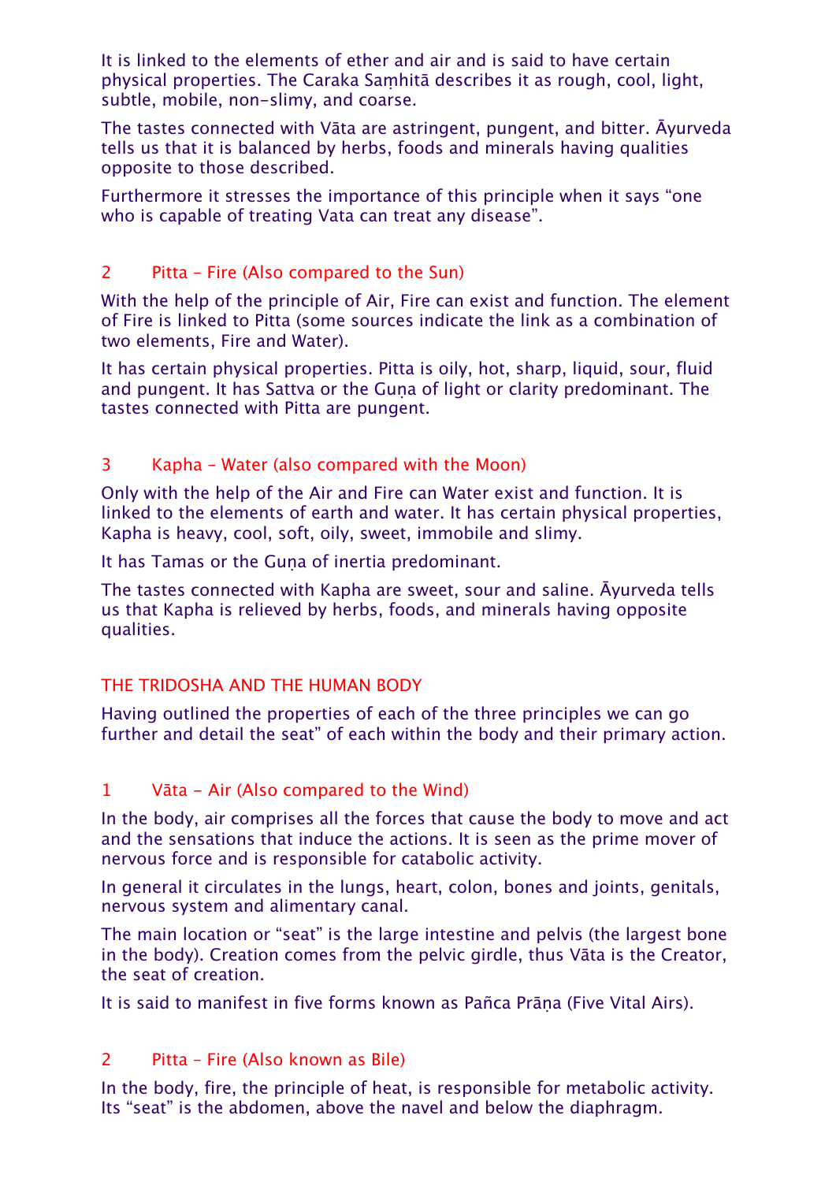It is linked to the elements of ether and air and is said to have certain physical properties. The Caraka Saṃhitā describes it as rough, cool, light, subtle, mobile, non-slimy, and coarse.

The tastes connected with Vāta are astringent, pungent, and bitter. Āyurveda tells us that it is balanced by herbs, foods and minerals having qualities opposite to those described.

Furthermore it stresses the importance of this principle when it says "one who is capable of treating Vata can treat any disease".

### 2 Pitta – Fire (Also compared to the Sun)

With the help of the principle of Air, Fire can exist and function. The element of Fire is linked to Pitta (some sources indicate the link as a combination of two elements, Fire and Water).

It has certain physical properties. Pitta is oily, hot, sharp, liquid, sour, fluid and pungent. It has Sattva or the Guṇa of light or clarity predominant. The tastes connected with Pitta are pungent.

### 3 Kapha – Water (also compared with the Moon)

Only with the help of the Air and Fire can Water exist and function. It is linked to the elements of earth and water. It has certain physical properties, Kapha is heavy, cool, soft, oily, sweet, immobile and slimy.

It has Tamas or the Guṇa of inertia predominant.

The tastes connected with Kapha are sweet, sour and saline. Āyurveda tells us that Kapha is relieved by herbs, foods, and minerals having opposite qualities.

## THE TRIDOSHA AND THE HUMAN BODY

Having outlined the properties of each of the three principles we can go further and detail the seat" of each within the body and their primary action.

### 1 Vāta – Air (Also compared to the Wind)

In the body, air comprises all the forces that cause the body to move and act and the sensations that induce the actions. It is seen as the prime mover of nervous force and is responsible for catabolic activity.

In general it circulates in the lungs, heart, colon, bones and joints, genitals, nervous system and alimentary canal.

The main location or "seat" is the large intestine and pelvis (the largest bone in the body). Creation comes from the pelvic girdle, thus Vāta is the Creator, the seat of creation.

It is said to manifest in five forms known as Pañca Prāṇa (Five Vital Airs).

### 2 Pitta – Fire (Also known as Bile)

In the body, fire, the principle of heat, is responsible for metabolic activity. Its "seat" is the abdomen, above the navel and below the diaphragm.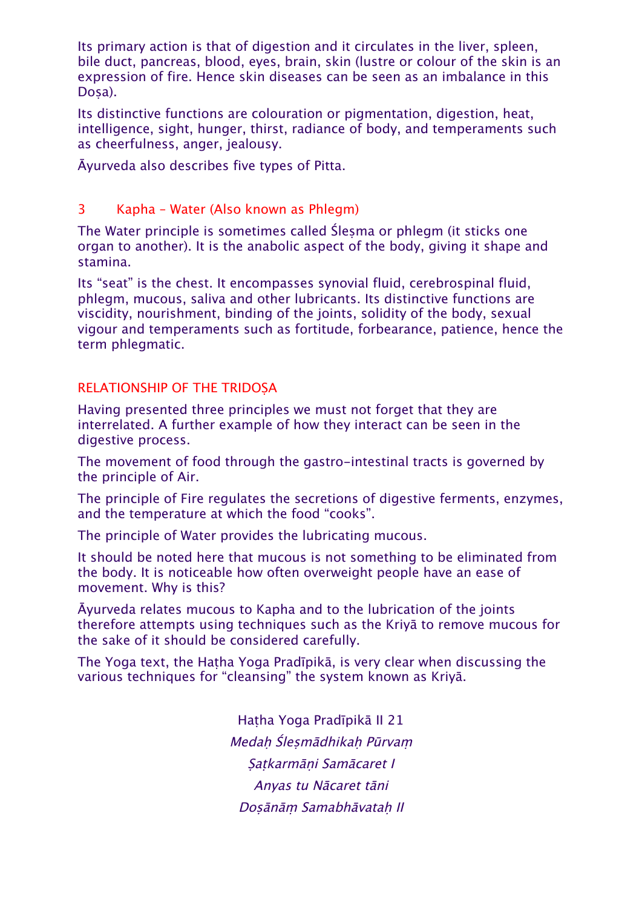Its primary action is that of digestion and it circulates in the liver, spleen, bile duct, pancreas, blood, eyes, brain, skin (lustre or colour of the skin is an expression of fire. Hence skin diseases can be seen as an imbalance in this Doṣa).

Its distinctive functions are colouration or pigmentation, digestion, heat, intelligence, sight, hunger, thirst, radiance of body, and temperaments such as cheerfulness, anger, jealousy.

Āyurveda also describes five types of Pitta.

### 3 Kapha – Water (Also known as Phlegm)

The Water principle is sometimes called Śleṣma or phlegm (it sticks one organ to another). It is the anabolic aspect of the body, giving it shape and stamina.

Its "seat" is the chest. It encompasses synovial fluid, cerebrospinal fluid, phlegm, mucous, saliva and other lubricants. Its distinctive functions are viscidity, nourishment, binding of the joints, solidity of the body, sexual vigour and temperaments such as fortitude, forbearance, patience, hence the term phlegmatic.

## RELATIONSHIP OF THE TRIDOṢA

Having presented three principles we must not forget that they are interrelated. A further example of how they interact can be seen in the digestive process.

The movement of food through the gastro-intestinal tracts is governed by the principle of Air.

The principle of Fire regulates the secretions of digestive ferments, enzymes, and the temperature at which the food "cooks".

The principle of Water provides the lubricating mucous.

It should be noted here that mucous is not something to be eliminated from the body. It is noticeable how often overweight people have an ease of movement. Why is this?

Āyurveda relates mucous to Kapha and to the lubrication of the joints therefore attempts using techniques such as the Kriyā to remove mucous for the sake of it should be considered carefully.

The Yoga text, the Haṭha Yoga Pradīpikā, is very clear when discussing the various techniques for "cleansing" the system known as Kriyā.

Haṭha Yoga Pradīpikā II 21

*Medaḥ Śleṣmādhikaḥ Pūrvaṃ*

*Ṣaṭkarmāṇi Samācaret I*

*Anyas tu Nācaret tāni*

*Doṣānāṃ Samabhāvataḥ II*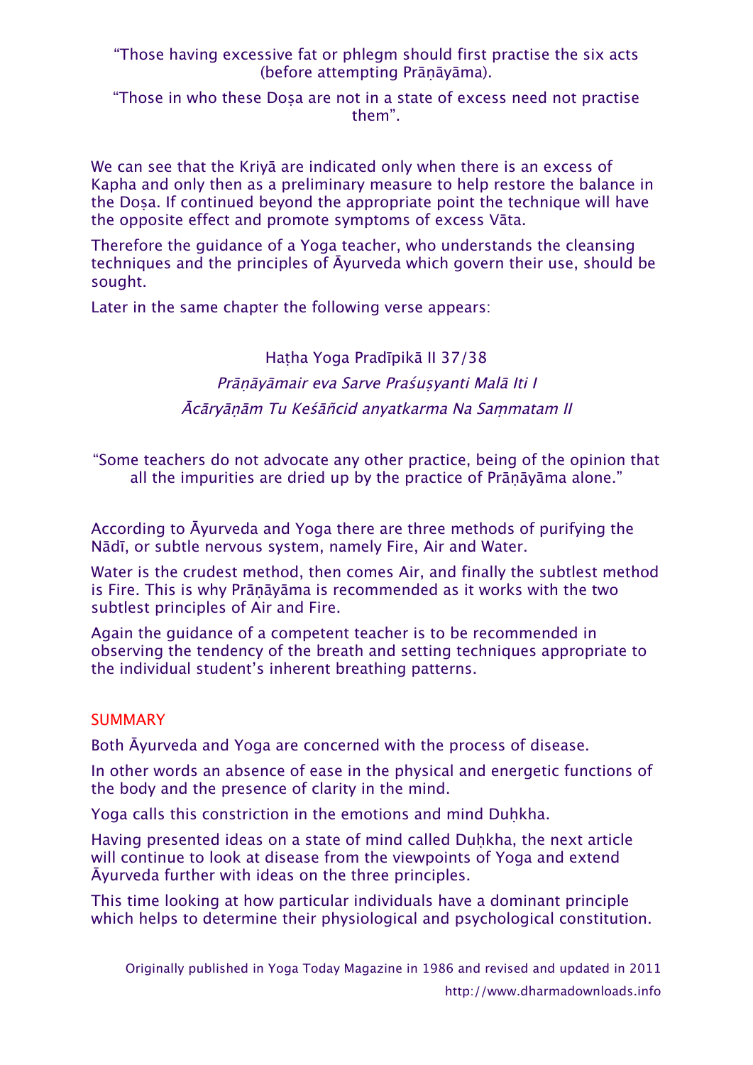"Those having excessive fat or phlegm should first practise the six acts (before attempting Prāṇāyāma).

"Those in who these Doṣa are not in a state of excess need not practise them".

We can see that the Kriyā are indicated only when there is an excess of Kapha and only then as a preliminary measure to help restore the balance in the Doṣa. If continued beyond the appropriate point the technique will have the opposite effect and promote symptoms of excess Vāta.

Therefore the guidance of a Yoga teacher, who understands the cleansing techniques and the principles of Āyurveda which govern their use, should be sought.

Later in the same chapter the following verse appears:

Haṭha Yoga Pradīpikā II 37/38

*Prāṇāyāmair eva Sarve Praśuṣyanti Malā Iti I*

*Ācāryāṇām Tu Keśāñcid anyatkarma Na Saṃmatam II*

"Some teachers do not advocate any other practice, being of the opinion that all the impurities are dried up by the practice of Prāṇāyāma alone."

According to Āyurveda and Yoga there are three methods of purifying the Nādī, or subtle nervous system, namely Fire, Air and Water.

Water is the crudest method, then comes Air, and finally the subtlest method is Fire. This is why Prāṇāyāma is recommended as it works with the two subtlest principles of Air and Fire.

Again the guidance of a competent teacher is to be recommended in observing the tendency of the breath and setting techniques appropriate to the individual student's inherent breathing patterns.

## SUMMARY

Both Āyurveda and Yoga are concerned with the process of disease.

In other words an absence of ease in the physical and energetic functions of the body and the presence of clarity in the mind.

Yoga calls this constriction in the emotions and mind Duḥkha.

Having presented ideas on a state of mind called Duḥkha, the next article will continue to look at disease from the viewpoints of Yoga and extend Āyurveda further with ideas on the three principles.

This time looking at how particular individuals have a dominant principle which helps to determine their physiological and psychological constitution.

Originally published in Yoga Today Magazine in 1986 and revised and updated in 2011

http://www.dharmadownloads.info